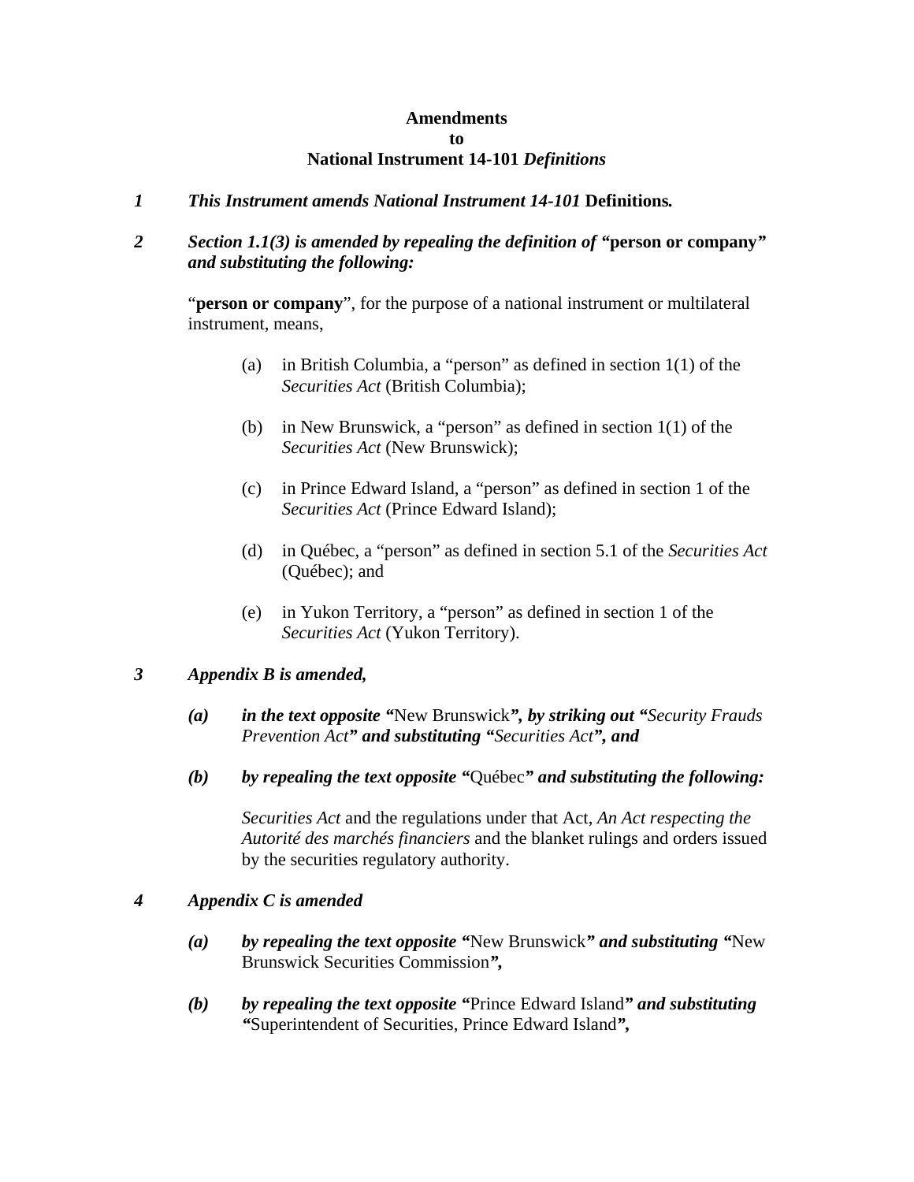**Amendments**
**to**
**National Instrument 14-101 *Definitions***

*1* ***This Instrument amends National Instrument 14-101*** **Definitions*.***

*2* ***Section 1.1(3) is amended by repealing the definition of "*****person or company*****" and substituting the following:***

"**person or company**", for the purpose of a national instrument or multilateral instrument, means,

(a) in British Columbia, a "person" as defined in section 1(1) of the *Securities Act* (British Columbia);

(b) in New Brunswick, a "person" as defined in section 1(1) of the *Securities Act* (New Brunswick);

(c) in Prince Edward Island, a "person" as defined in section 1 of the *Securities Act* (Prince Edward Island);

(d) in Québec, a "person" as defined in section 5.1 of the *Securities Act* (Québec); and

(e) in Yukon Territory, a "person" as defined in section 1 of the *Securities Act* (Yukon Territory).

*3* ***Appendix B is amended,***

***(a)*** ***in the text opposite "***New Brunswick***", by striking out "****Security Frauds Prevention Act****" and substituting "****Securities Act****", and***

***(b)*** ***by repealing the text opposite "***Québec***" and substituting the following:***

*Securities Act* and the regulations under that Act, *An Act respecting the Autorité des marchés financiers* and the blanket rulings and orders issued by the securities regulatory authority.

*4* ***Appendix C is amended***

***(a)*** ***by repealing the text opposite "***New Brunswick***" and substituting "***New Brunswick Securities Commission***",***

***(b)*** ***by repealing the text opposite "***Prince Edward Island***" and substituting "***Superintendent of Securities, Prince Edward Island***",***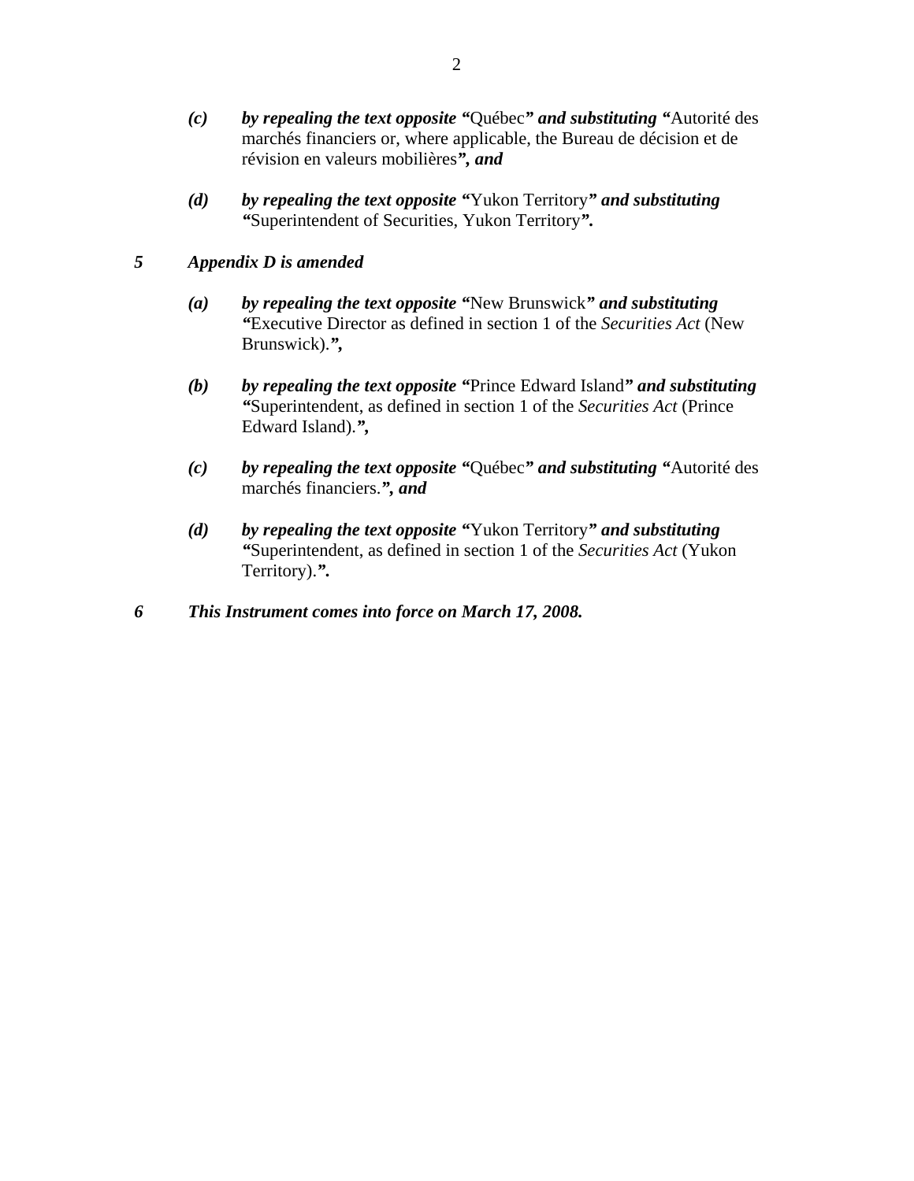*(c)* ***by repealing the text opposite "***Québec***" and substituting "***Autorité des marchés financiers or, where applicable, the Bureau de décision et de révision en valeurs mobilières***", and***

*(d)* ***by repealing the text opposite "***Yukon Territory***" and substituting "***Superintendent of Securities, Yukon Territory***".***

***5 Appendix D is amended***

*(a)* ***by repealing the text opposite "***New Brunswick***" and substituting "***Executive Director as defined in section 1 of the *Securities Act* (New Brunswick).***",***

*(b)* ***by repealing the text opposite "***Prince Edward Island***" and substituting "***Superintendent, as defined in section 1 of the *Securities Act* (Prince Edward Island).***",***

*(c)* ***by repealing the text opposite "***Québec***" and substituting "***Autorité des marchés financiers.***", and***

*(d)* ***by repealing the text opposite "***Yukon Territory***" and substituting "***Superintendent, as defined in section 1 of the *Securities Act* (Yukon Territory).***".***

***6 This Instrument comes into force on March 17, 2008.***